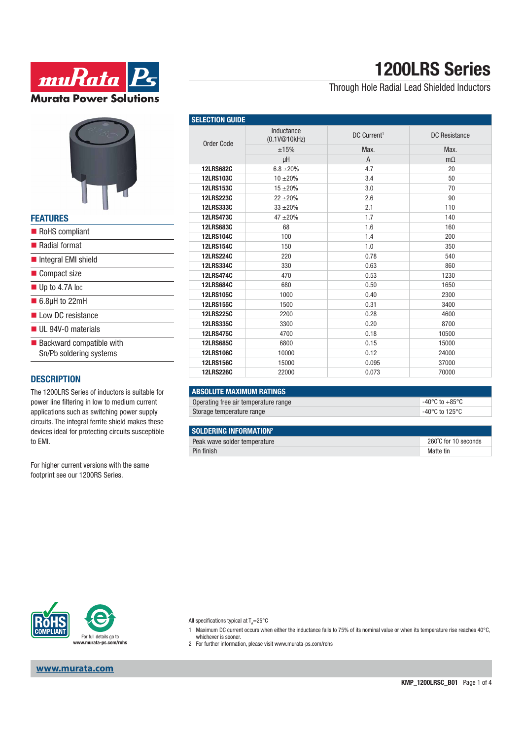# 1200LRS Series

Through Hole Radial Lead Shielded Inductors

## FEATURES

- RoHS compliant
- Radial format
- Integral EMI shield
- Compact size
- Up to 4.7A $I_{DC}$
- 6.8µH to 22mH
- Low DC resistance
- UL 94V-0 materials
- Backward compatible with Sn/Pb soldering systems

## DESCRIPTION

The 1200LRS Series of inductors is suitable for power line filtering in low to medium current applications such as switching power supply circuits. The integral ferrite shield makes these devices ideal for protecting circuits susceptible to EMI.

For higher current versions with the same footprint see our 1200RS Series.

## SELECTION GUIDE

| Order Code | Inductance (0.1V@10kHz) | DC Current[1] | DC Resistance |
|---|---|---|---|
| | ±15% | Max. | Max. |
| | µH | A | mΩ |
| **12LRS682C** | 6.8 ±20% | 4.7 | 20 |
| **12LRS103C** | 10 ±20% | 3.4 | 50 |
| **12LRS153C** | 15 ±20% | 3.0 | 70 |
| **12LRS223C** | 22 ±20% | 2.6 | 90 |
| **12LRS333C** | 33 ±20% | 2.1 | 110 |
| **12LRS473C** | 47 ±20% | 1.7 | 140 |
| **12LRS683C** | 68 | 1.6 | 160 |
| **12LRS104C** | 100 | 1.4 | 200 |
| **12LRS154C** | 150 | 1.0 | 350 |
| **12LRS224C** | 220 | 0.78 | 540 |
| **12LRS334C** | 330 | 0.63 | 860 |
| **12LRS474C** | 470 | 0.53 | 1230 |
| **12LRS684C** | 680 | 0.50 | 1650 |
| **12LRS105C** | 1000 | 0.40 | 2300 |
| **12LRS155C** | 1500 | 0.31 | 3400 |
| **12LRS225C** | 2200 | 0.28 | 4600 |
| **12LRS335C** | 3300 | 0.20 | 8700 |
| **12LRS475C** | 4700 | 0.18 | 10500 |
| **12LRS685C** | 6800 | 0.15 | 15000 |
| **12LRS106C** | 10000 | 0.12 | 24000 |
| **12LRS156C** | 15000 | 0.095 | 37000 |
| **12LRS226C** | 22000 | 0.073 | 70000 |

## ABSOLUTE MAXIMUM RATINGS

| | |
|---|---|
| Operating free air temperature range | -40°C to +85°C |
| Storage temperature range | -40°C to 125°C |

## SOLDERING INFORMATION[2]

| | |
|---|---|
| Peak wave solder temperature | 260°C for 10 seconds |
| Pin finish | Matte tin |

For full details go to www.murata-ps.com/rohs

All specifications typical at $T_A$=25°C

1 Maximum DC current occurs when either the inductance falls to 75% of its nominal value or when its temperature rise reaches 40°C, whichever is sooner.

2 For further information, please visit www.murata-ps.com/rohs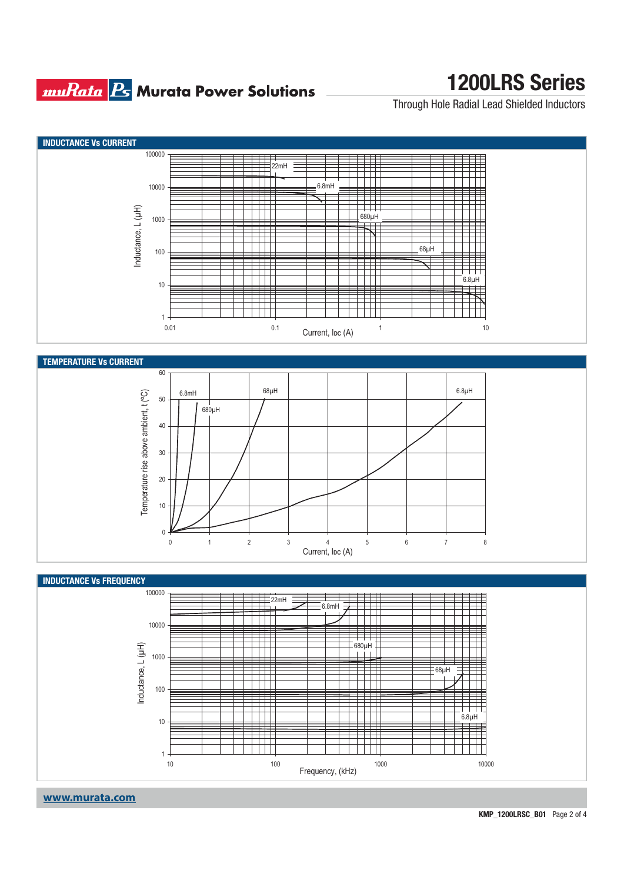## INDUCTANCE Vs CURRENT

Inductance, L (µH) vs Current, IDC (A)

Curves: 22mH, 6.8mH, 680µH, 68µH, 6.8µH

## TEMPERATURE Vs CURRENT

Temperature rise above ambient, t (ºC) vs Current, IDC (A)

Curves: 6.8mH, 680µH, 68µH, 6.8µH

## INDUCTANCE Vs FREQUENCY

Inductance, L (µH) vs Frequency, (kHz)

Curves: 22mH, 6.8mH, 680µH, 68µH, 6.8µH

www.murata.com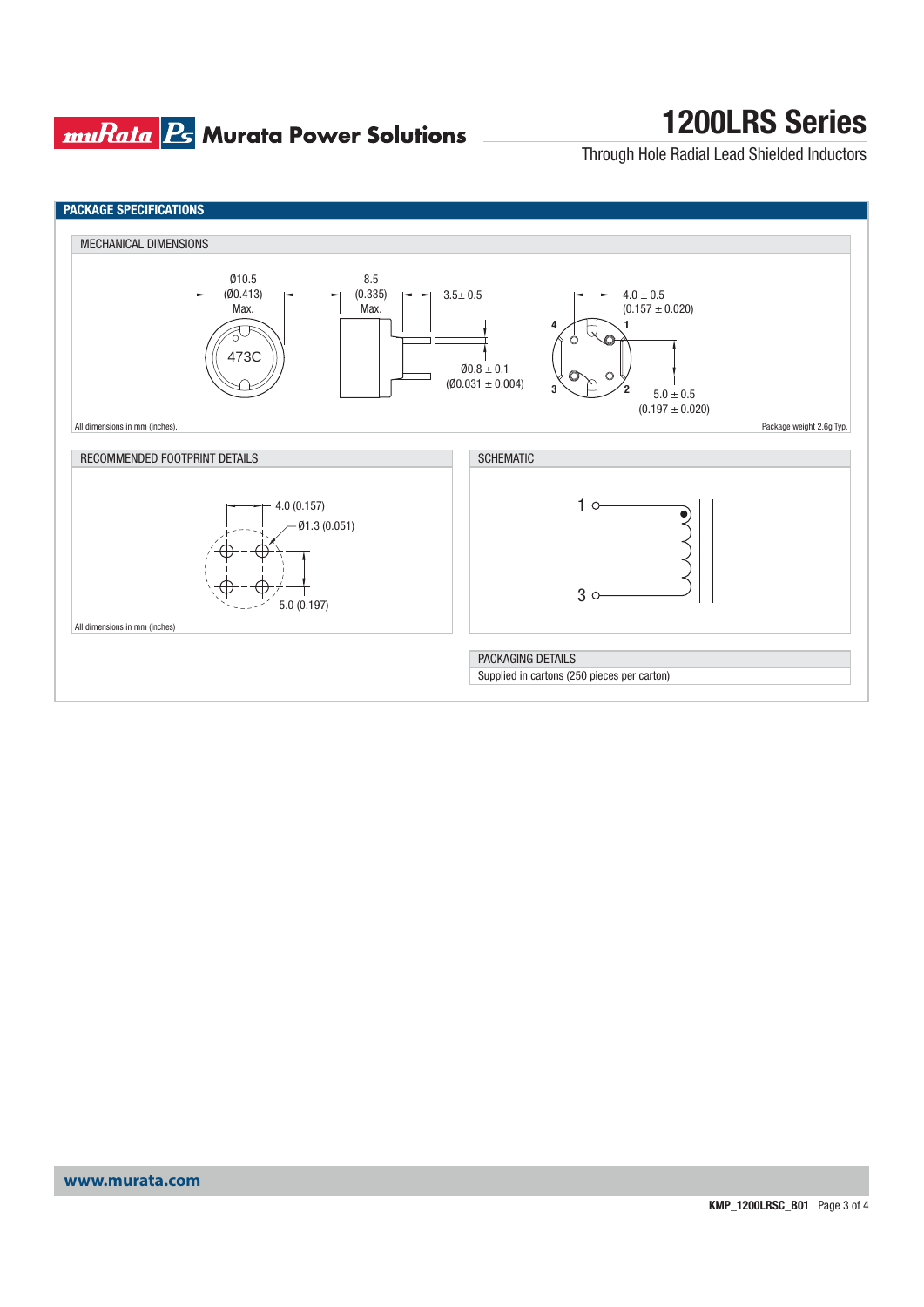## PACKAGE SPECIFICATIONS

### MECHANICAL DIMENSIONS

Ø10.5 (Ø0.413) Max.

473C

8.5 (0.335) Max.

3.5± 0.5

Ø0.8 ± 0.1 (Ø0.031 ± 0.004)

4.0 ± 0.5 (0.157 ± 0.020)

4 1 3 2

5.0 ± 0.5 (0.197 ± 0.020)

All dimensions in mm (inches).

Package weight 2.6g Typ.

### RECOMMENDED FOOTPRINT DETAILS

4.0 (0.157)

Ø1.3 (0.051)

5.0 (0.197)

All dimensions in mm (inches)

### SCHEMATIC

1

3

### PACKAGING DETAILS

Supplied in cartons (250 pieces per carton)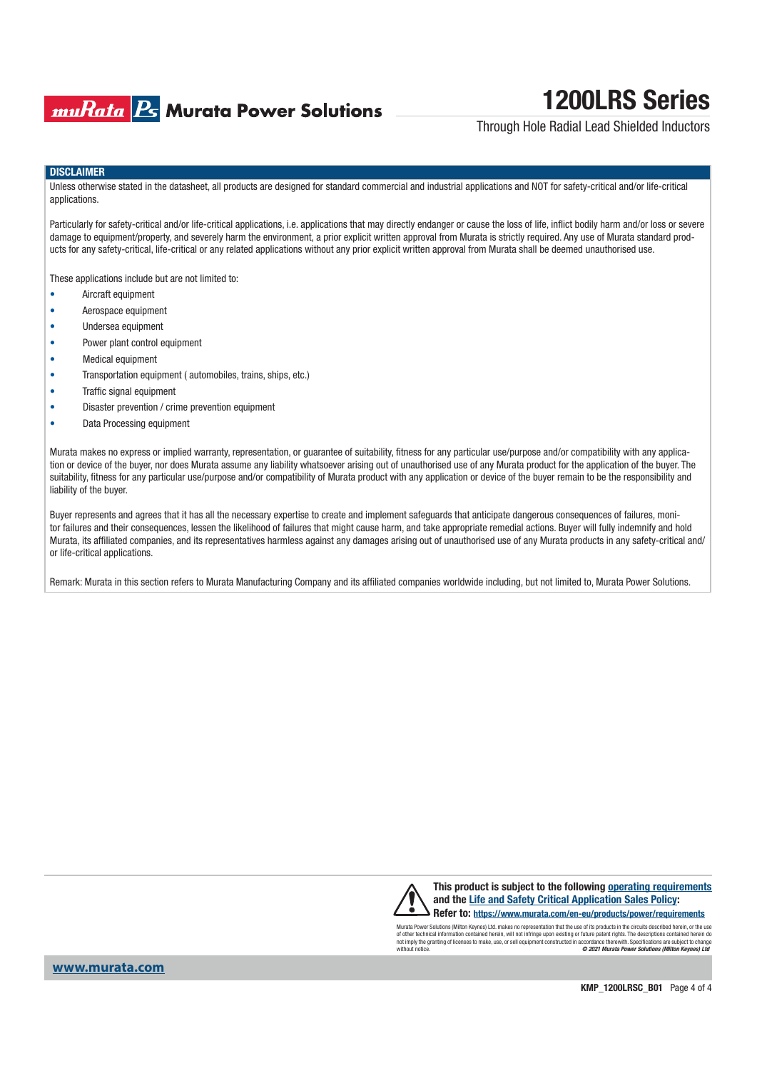## DISCLAIMER

Unless otherwise stated in the datasheet, all products are designed for standard commercial and industrial applications and NOT for safety-critical and/or life-critical applications.

Particularly for safety-critical and/or life-critical applications, i.e. applications that may directly endanger or cause the loss of life, inflict bodily harm and/or loss or severe damage to equipment/property, and severely harm the environment, a prior explicit written approval from Murata is strictly required. Any use of Murata standard products for any safety-critical, life-critical or any related applications without any prior explicit written approval from Murata shall be deemed unauthorised use.

These applications include but are not limited to:

- Aircraft equipment
- Aerospace equipment
- Undersea equipment
- Power plant control equipment
- Medical equipment
- Transportation equipment ( automobiles, trains, ships, etc.)
- Traffic signal equipment
- Disaster prevention / crime prevention equipment
- Data Processing equipment

Murata makes no express or implied warranty, representation, or guarantee of suitability, fitness for any particular use/purpose and/or compatibility with any application or device of the buyer, nor does Murata assume any liability whatsoever arising out of unauthorised use of any Murata product for the application of the buyer. The suitability, fitness for any particular use/purpose and/or compatibility of Murata product with any application or device of the buyer remain to be the responsibility and liability of the buyer.

Buyer represents and agrees that it has all the necessary expertise to create and implement safeguards that anticipate dangerous consequences of failures, monitor failures and their consequences, lessen the likelihood of failures that might cause harm, and take appropriate remedial actions. Buyer will fully indemnify and hold Murata, its affiliated companies, and its representatives harmless against any damages arising out of unauthorised use of any Murata products in any safety-critical and/or life-critical applications.

Remark: Murata in this section refers to Murata Manufacturing Company and its affiliated companies worldwide including, but not limited to, Murata Power Solutions.

**This product is subject to the following operating requirements and the Life and Safety Critical Application Sales Policy:**
**Refer to: https://www.murata.com/en-eu/products/power/requirements**

Murata Power Solutions (Milton Keynes) Ltd. makes no representation that the use of its products in the circuits described herein, or the use of other technical information contained herein, will not infringe upon existing or future patent rights. The descriptions contained herein do not imply the granting of licenses to make, use, or sell equipment constructed in accordance therewith. Specifications are subject to change without notice. ***© 2021 Murata Power Solutions (Milton Keynes) Ltd***